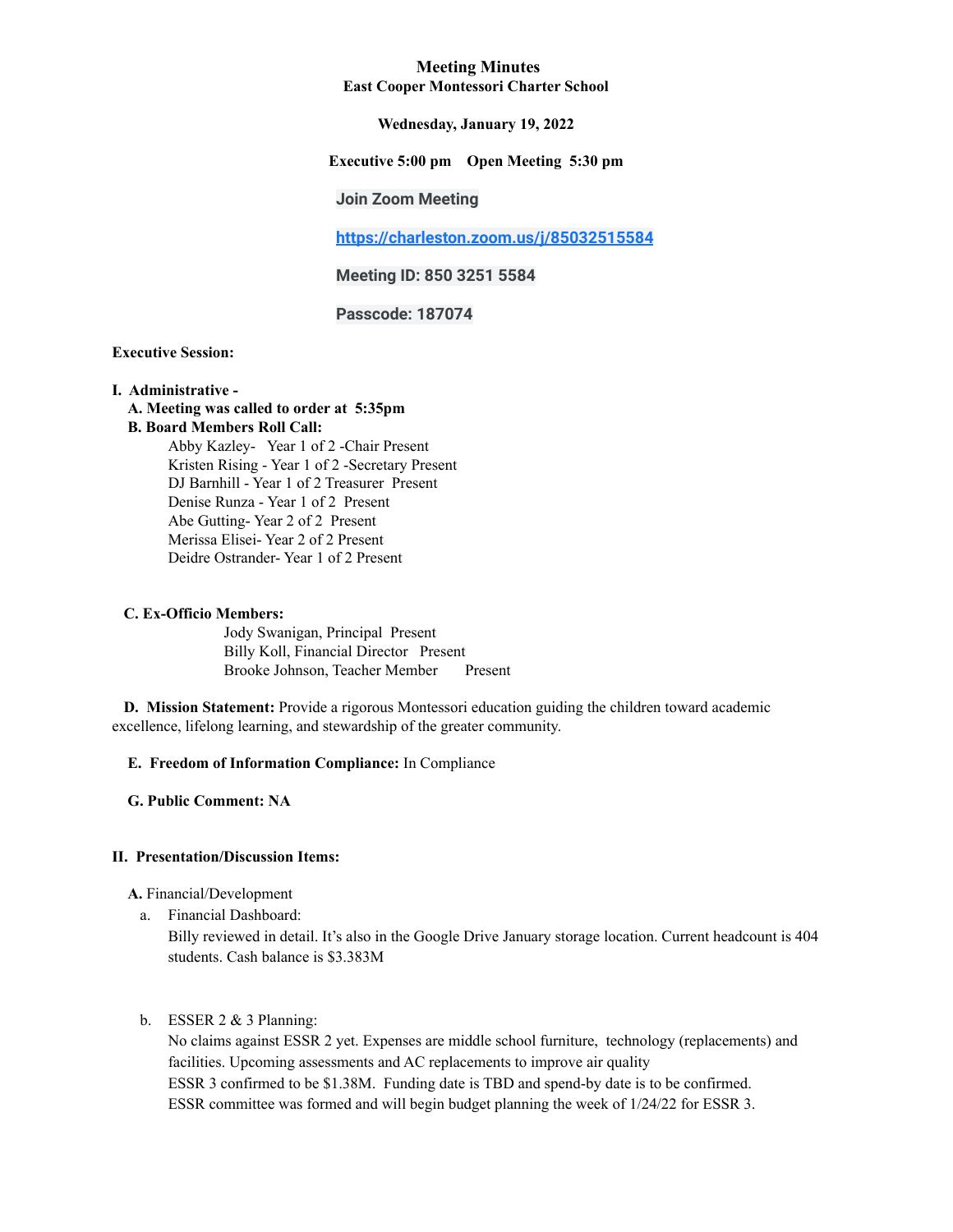# Meeting Minutes

## East Cooper Montessori Charter School

**Wednesday, January 19, 2022**

**Executive 5:00 pm Open Meeting 5:30 pm**

**Join Zoom Meeting**

**https://charleston.zoom.us/j/85032515584**

**Meeting ID: 850 3251 5584**

**Passcode: 187074**

**Executive Session:**

**I. Administrative -**

**A. Meeting was called to order at 5:35pm**

**B. Board Members Roll Call:**

Abby Kazley- Year 1 of 2 -Chair Present
Kristen Rising - Year 1 of 2 -Secretary Present
DJ Barnhill - Year 1 of 2 Treasurer Present
Denise Runza - Year 1 of 2 Present
Abe Gutting- Year 2 of 2 Present
Merissa Elisei- Year 2 of 2 Present
Deidre Ostrander- Year 1 of 2 Present

**C. Ex-Officio Members:**

Jody Swanigan, Principal Present
Billy Koll, Financial Director Present
Brooke Johnson, Teacher Member Present

**D. Mission Statement:** Provide a rigorous Montessori education guiding the children toward academic excellence, lifelong learning, and stewardship of the greater community.

**E. Freedom of Information Compliance:** In Compliance

**G. Public Comment: NA**

**II. Presentation/Discussion Items:**

**A.** Financial/Development

a. Financial Dashboard:
Billy reviewed in detail. It's also in the Google Drive January storage location. Current headcount is 404 students. Cash balance is $3.383M

b. ESSER 2 & 3 Planning:
No claims against ESSR 2 yet. Expenses are middle school furniture, technology (replacements) and facilities. Upcoming assessments and AC replacements to improve air quality
ESSR 3 confirmed to be $1.38M. Funding date is TBD and spend-by date is to be confirmed.
ESSR committee was formed and will begin budget planning the week of 1/24/22 for ESSR 3.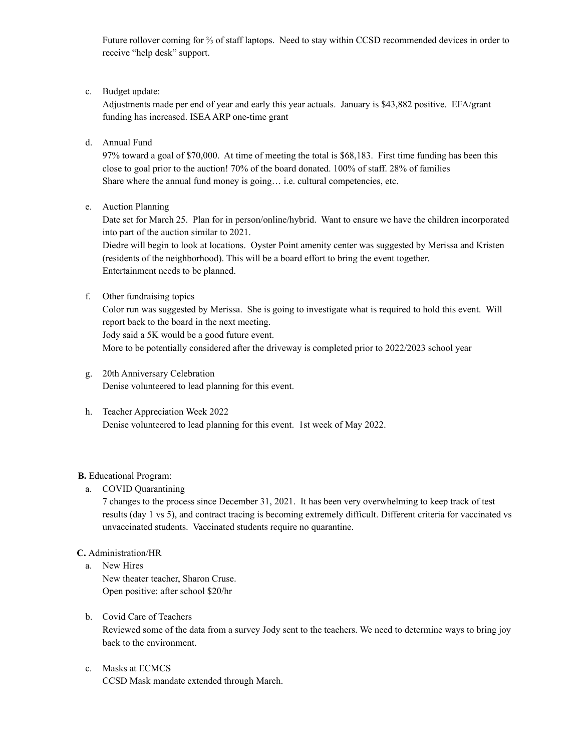Future rollover coming for ⅔ of staff laptops. Need to stay within CCSD recommended devices in order to receive "help desk" support.

c. Budget update:
   Adjustments made per end of year and early this year actuals. January is $43,882 positive. EFA/grant funding has increased. ISEA ARP one-time grant

d. Annual Fund
   97% toward a goal of $70,000. At time of meeting the total is $68,183. First time funding has been this close to goal prior to the auction! 70% of the board donated. 100% of staff. 28% of families
   Share where the annual fund money is going… i.e. cultural competencies, etc.

e. Auction Planning
   Date set for March 25. Plan for in person/online/hybrid. Want to ensure we have the children incorporated into part of the auction similar to 2021.
   Diedre will begin to look at locations. Oyster Point amenity center was suggested by Merissa and Kristen (residents of the neighborhood). This will be a board effort to bring the event together.
   Entertainment needs to be planned.

f. Other fundraising topics
   Color run was suggested by Merissa. She is going to investigate what is required to hold this event. Will report back to the board in the next meeting.
   Jody said a 5K would be a good future event.
   More to be potentially considered after the driveway is completed prior to 2022/2023 school year

g. 20th Anniversary Celebration
   Denise volunteered to lead planning for this event.

h. Teacher Appreciation Week 2022
   Denise volunteered to lead planning for this event. 1st week of May 2022.

**B.** Educational Program:

a. COVID Quarantining
   7 changes to the process since December 31, 2021. It has been very overwhelming to keep track of test results (day 1 vs 5), and contract tracing is becoming extremely difficult. Different criteria for vaccinated vs unvaccinated students. Vaccinated students require no quarantine.

**C.** Administration/HR

a. New Hires
   New theater teacher, Sharon Cruse.
   Open positive: after school $20/hr

b. Covid Care of Teachers
   Reviewed some of the data from a survey Jody sent to the teachers. We need to determine ways to bring joy back to the environment.

c. Masks at ECMCS
   CCSD Mask mandate extended through March.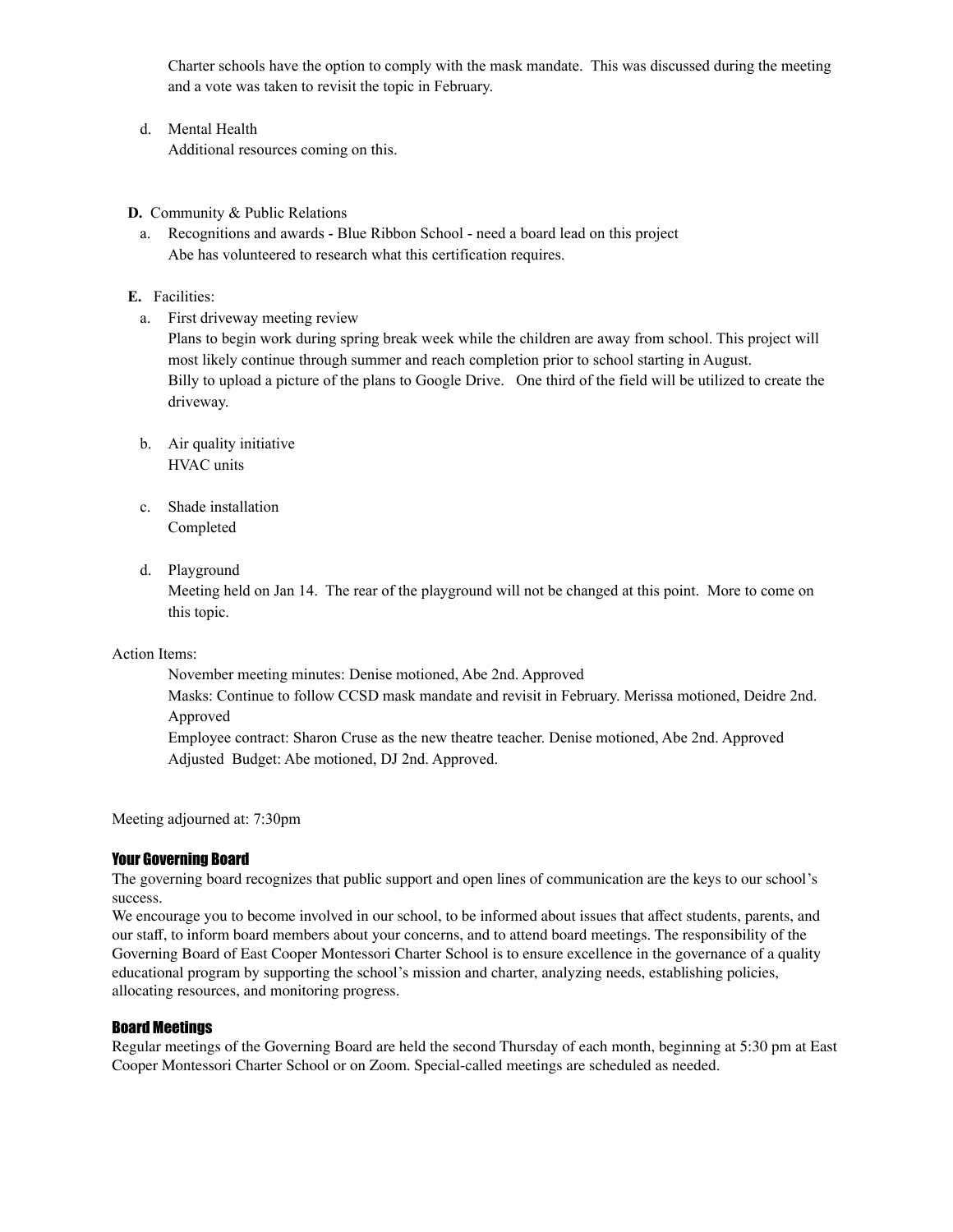Charter schools have the option to comply with the mask mandate. This was discussed during the meeting and a vote was taken to revisit the topic in February.

d. Mental Health
   Additional resources coming on this.

**D.** Community & Public Relations

a. Recognitions and awards - Blue Ribbon School - need a board lead on this project
   Abe has volunteered to research what this certification requires.

**E.** Facilities:

a. First driveway meeting review
   Plans to begin work during spring break week while the children are away from school. This project will most likely continue through summer and reach completion prior to school starting in August.
   Billy to upload a picture of the plans to Google Drive. One third of the field will be utilized to create the driveway.

b. Air quality initiative
   HVAC units

c. Shade installation
   Completed

d. Playground
   Meeting held on Jan 14. The rear of the playground will not be changed at this point. More to come on this topic.

Action Items:

November meeting minutes: Denise motioned, Abe 2nd. Approved
Masks: Continue to follow CCSD mask mandate and revisit in February. Merissa motioned, Deidre 2nd. Approved
Employee contract: Sharon Cruse as the new theatre teacher. Denise motioned, Abe 2nd. Approved
Adjusted Budget: Abe motioned, DJ 2nd. Approved.

Meeting adjourned at: 7:30pm

### Your Governing Board

The governing board recognizes that public support and open lines of communication are the keys to our school's success.

We encourage you to become involved in our school, to be informed about issues that affect students, parents, and our staff, to inform board members about your concerns, and to attend board meetings. The responsibility of the Governing Board of East Cooper Montessori Charter School is to ensure excellence in the governance of a quality educational program by supporting the school's mission and charter, analyzing needs, establishing policies, allocating resources, and monitoring progress.

### Board Meetings

Regular meetings of the Governing Board are held the second Thursday of each month, beginning at 5:30 pm at East Cooper Montessori Charter School or on Zoom. Special-called meetings are scheduled as needed.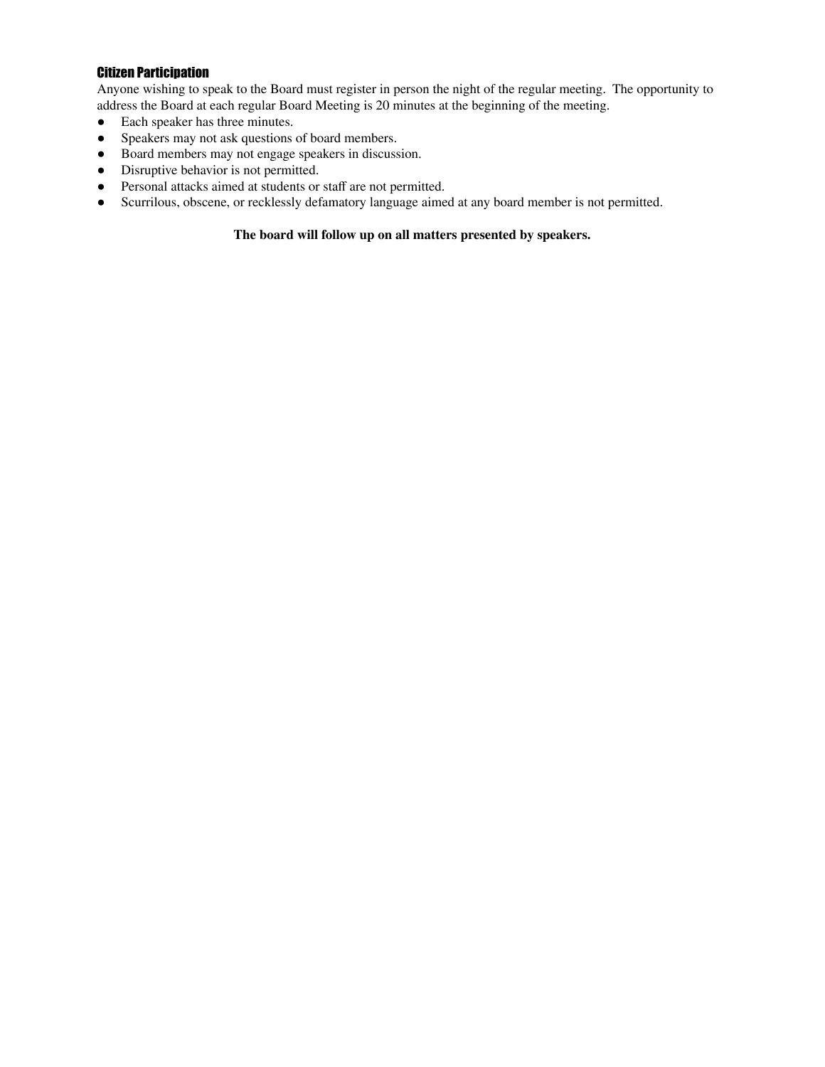### Citizen Participation

Anyone wishing to speak to the Board must register in person the night of the regular meeting. The opportunity to address the Board at each regular Board Meeting is 20 minutes at the beginning of the meeting.

- Each speaker has three minutes.
- Speakers may not ask questions of board members.
- Board members may not engage speakers in discussion.
- Disruptive behavior is not permitted.
- Personal attacks aimed at students or staff are not permitted.
- Scurrilous, obscene, or recklessly defamatory language aimed at any board member is not permitted.

**The board will follow up on all matters presented by speakers.**